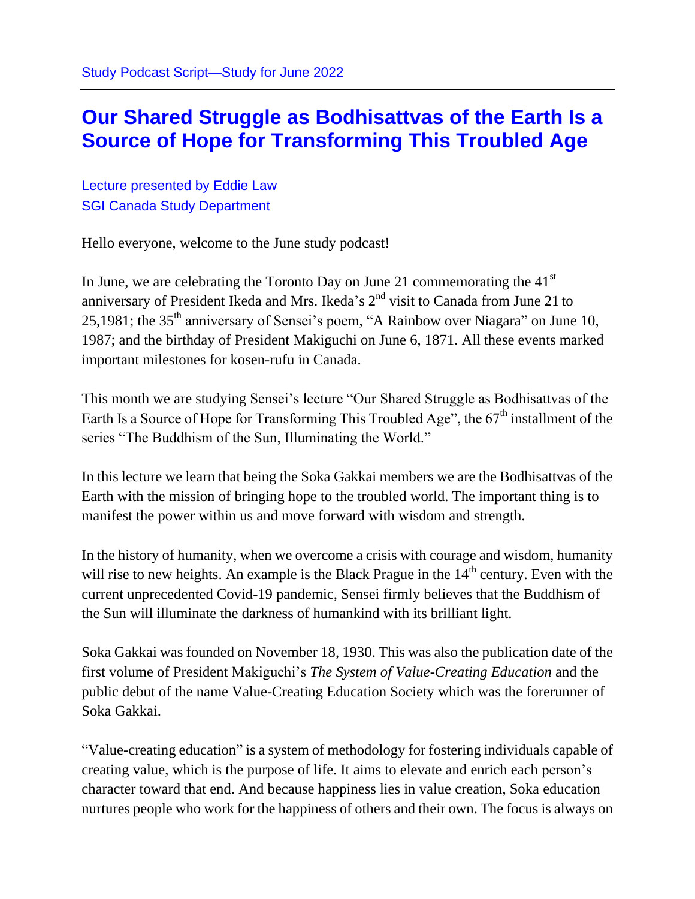Study Podcast Script—Study for June 2022

# Our Shared Struggle as Bodhisattvas of the Earth Is a Source of Hope for Transforming This Troubled Age

Lecture presented by Eddie Law
SGI Canada Study Department

Hello everyone, welcome to the June study podcast!

In June, we are celebrating the Toronto Day on June 21 commemorating the 41st anniversary of President Ikeda and Mrs. Ikeda's 2nd visit to Canada from June 21 to 25,1981; the 35th anniversary of Sensei's poem, "A Rainbow over Niagara" on June 10, 1987; and the birthday of President Makiguchi on June 6, 1871. All these events marked important milestones for kosen-rufu in Canada.

This month we are studying Sensei's lecture "Our Shared Struggle as Bodhisattvas of the Earth Is a Source of Hope for Transforming This Troubled Age", the 67th installment of the series "The Buddhism of the Sun, Illuminating the World."

In this lecture we learn that being the Soka Gakkai members we are the Bodhisattvas of the Earth with the mission of bringing hope to the troubled world. The important thing is to manifest the power within us and move forward with wisdom and strength.

In the history of humanity, when we overcome a crisis with courage and wisdom, humanity will rise to new heights. An example is the Black Prague in the 14th century. Even with the current unprecedented Covid-19 pandemic, Sensei firmly believes that the Buddhism of the Sun will illuminate the darkness of humankind with its brilliant light.

Soka Gakkai was founded on November 18, 1930. This was also the publication date of the first volume of President Makiguchi's *The System of Value-Creating Education* and the public debut of the name Value-Creating Education Society which was the forerunner of Soka Gakkai.

"Value-creating education" is a system of methodology for fostering individuals capable of creating value, which is the purpose of life. It aims to elevate and enrich each person's character toward that end. And because happiness lies in value creation, Soka education nurtures people who work for the happiness of others and their own. The focus is always on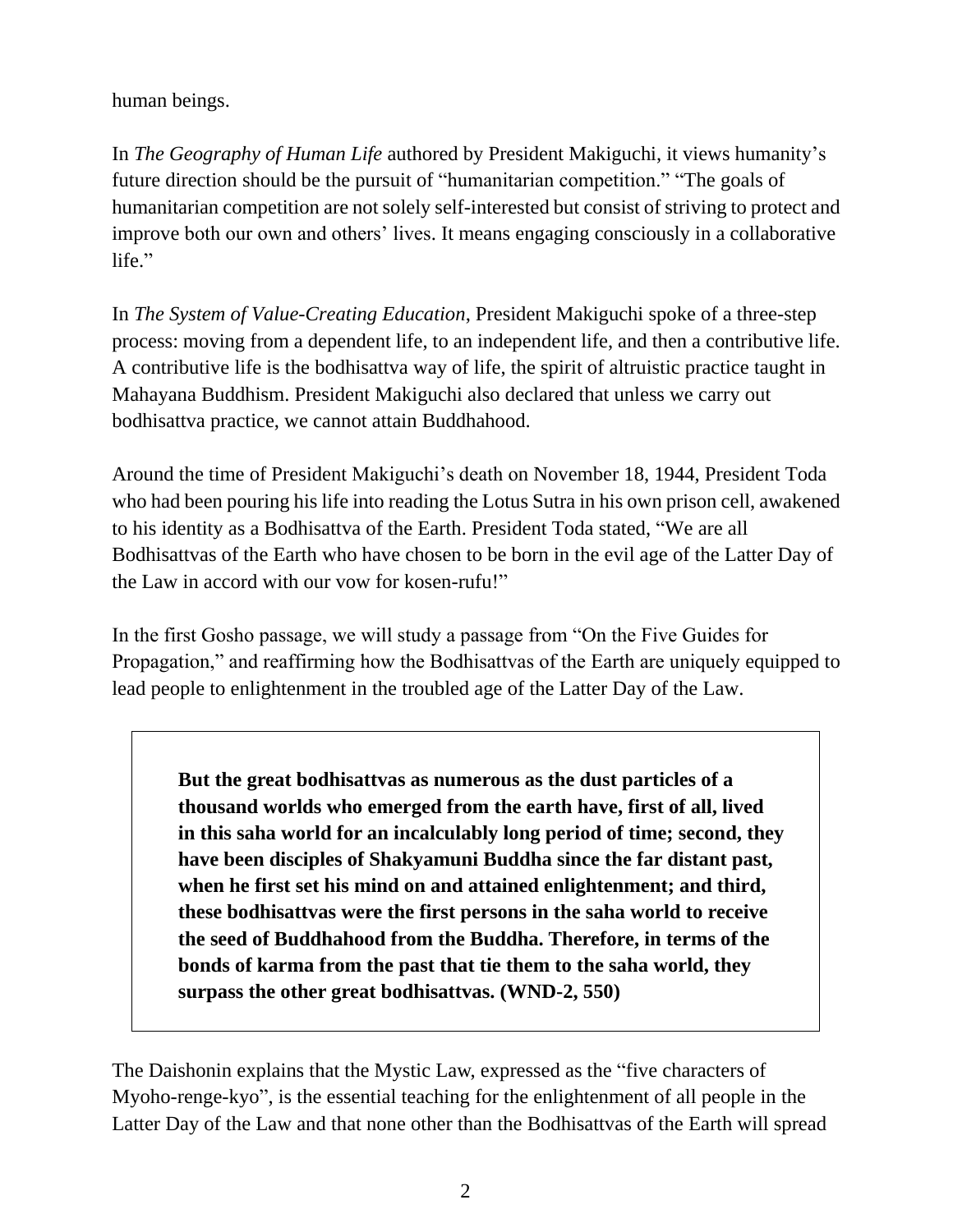human beings.

In *The Geography of Human Life* authored by President Makiguchi, it views humanity's future direction should be the pursuit of "humanitarian competition." "The goals of humanitarian competition are not solely self-interested but consist of striving to protect and improve both our own and others' lives. It means engaging consciously in a collaborative life."

In *The System of Value-Creating Education*, President Makiguchi spoke of a three-step process: moving from a dependent life, to an independent life, and then a contributive life. A contributive life is the bodhisattva way of life, the spirit of altruistic practice taught in Mahayana Buddhism. President Makiguchi also declared that unless we carry out bodhisattva practice, we cannot attain Buddhahood.

Around the time of President Makiguchi's death on November 18, 1944, President Toda who had been pouring his life into reading the Lotus Sutra in his own prison cell, awakened to his identity as a Bodhisattva of the Earth. President Toda stated, "We are all Bodhisattvas of the Earth who have chosen to be born in the evil age of the Latter Day of the Law in accord with our vow for kosen-rufu!"

In the first Gosho passage, we will study a passage from "On the Five Guides for Propagation," and reaffirming how the Bodhisattvas of the Earth are uniquely equipped to lead people to enlightenment in the troubled age of the Latter Day of the Law.

> **But the great bodhisattvas as numerous as the dust particles of a thousand worlds who emerged from the earth have, first of all, lived in this saha world for an incalculably long period of time; second, they have been disciples of Shakyamuni Buddha since the far distant past, when he first set his mind on and attained enlightenment; and third, these bodhisattvas were the first persons in the saha world to receive the seed of Buddhahood from the Buddha. Therefore, in terms of the bonds of karma from the past that tie them to the saha world, they surpass the other great bodhisattvas. (WND-2, 550)**

The Daishonin explains that the Mystic Law, expressed as the "five characters of Myoho-renge-kyo", is the essential teaching for the enlightenment of all people in the Latter Day of the Law and that none other than the Bodhisattvas of the Earth will spread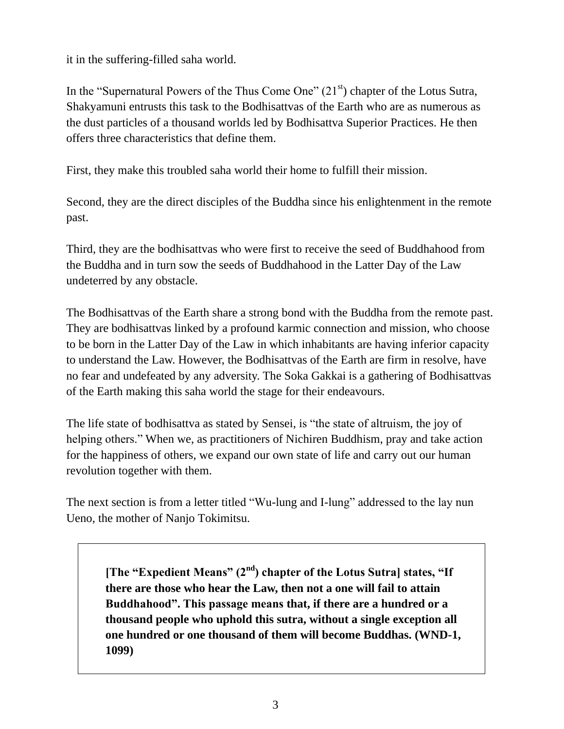it in the suffering-filled saha world.

In the “Supernatural Powers of the Thus Come One” (21st) chapter of the Lotus Sutra, Shakyamuni entrusts this task to the Bodhisattvas of the Earth who are as numerous as the dust particles of a thousand worlds led by Bodhisattva Superior Practices. He then offers three characteristics that define them.

First, they make this troubled saha world their home to fulfill their mission.

Second, they are the direct disciples of the Buddha since his enlightenment in the remote past.

Third, they are the bodhisattvas who were first to receive the seed of Buddhahood from the Buddha and in turn sow the seeds of Buddhahood in the Latter Day of the Law undeterred by any obstacle.

The Bodhisattvas of the Earth share a strong bond with the Buddha from the remote past. They are bodhisattvas linked by a profound karmic connection and mission, who choose to be born in the Latter Day of the Law in which inhabitants are having inferior capacity to understand the Law. However, the Bodhisattvas of the Earth are firm in resolve, have no fear and undefeated by any adversity. The Soka Gakkai is a gathering of Bodhisattvas of the Earth making this saha world the stage for their endeavours.

The life state of bodhisattva as stated by Sensei, is “the state of altruism, the joy of helping others.” When we, as practitioners of Nichiren Buddhism, pray and take action for the happiness of others, we expand our own state of life and carry out our human revolution together with them.

The next section is from a letter titled “Wu-lung and I-lung” addressed to the lay nun Ueno, the mother of Nanjo Tokimitsu.

> **[The “Expedient Means” (2nd) chapter of the Lotus Sutra] states, “If there are those who hear the Law, then not a one will fail to attain Buddhahood”. This passage means that, if there are a hundred or a thousand people who uphold this sutra, without a single exception all one hundred or one thousand of them will become Buddhas. (WND-1, 1099)**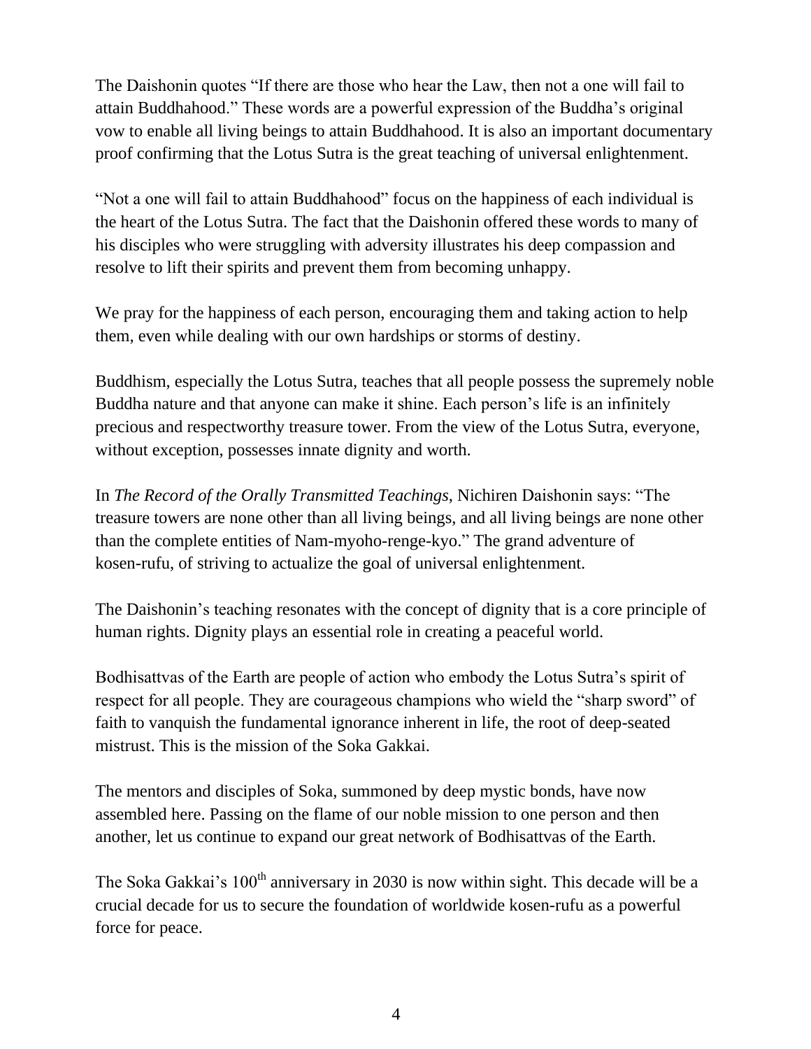The Daishonin quotes "If there are those who hear the Law, then not a one will fail to attain Buddhahood." These words are a powerful expression of the Buddha's original vow to enable all living beings to attain Buddhahood. It is also an important documentary proof confirming that the Lotus Sutra is the great teaching of universal enlightenment.

"Not a one will fail to attain Buddhahood" focus on the happiness of each individual is the heart of the Lotus Sutra. The fact that the Daishonin offered these words to many of his disciples who were struggling with adversity illustrates his deep compassion and resolve to lift their spirits and prevent them from becoming unhappy.

We pray for the happiness of each person, encouraging them and taking action to help them, even while dealing with our own hardships or storms of destiny.

Buddhism, especially the Lotus Sutra, teaches that all people possess the supremely noble Buddha nature and that anyone can make it shine. Each person's life is an infinitely precious and respectworthy treasure tower. From the view of the Lotus Sutra, everyone, without exception, possesses innate dignity and worth.

In *The Record of the Orally Transmitted Teachings*, Nichiren Daishonin says: "The treasure towers are none other than all living beings, and all living beings are none other than the complete entities of Nam-myoho-renge-kyo." The grand adventure of kosen-rufu, of striving to actualize the goal of universal enlightenment.

The Daishonin's teaching resonates with the concept of dignity that is a core principle of human rights. Dignity plays an essential role in creating a peaceful world.

Bodhisattvas of the Earth are people of action who embody the Lotus Sutra's spirit of respect for all people. They are courageous champions who wield the "sharp sword" of faith to vanquish the fundamental ignorance inherent in life, the root of deep-seated mistrust. This is the mission of the Soka Gakkai.

The mentors and disciples of Soka, summoned by deep mystic bonds, have now assembled here. Passing on the flame of our noble mission to one person and then another, let us continue to expand our great network of Bodhisattvas of the Earth.

The Soka Gakkai's 100th anniversary in 2030 is now within sight. This decade will be a crucial decade for us to secure the foundation of worldwide kosen-rufu as a powerful force for peace.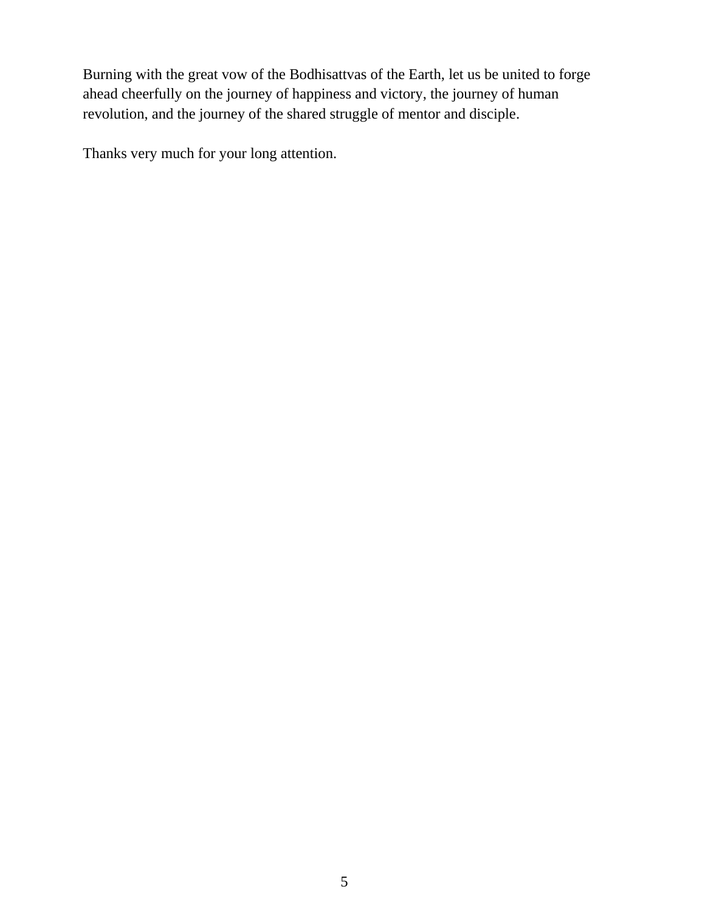Burning with the great vow of the Bodhisattvas of the Earth, let us be united to forge ahead cheerfully on the journey of happiness and victory, the journey of human revolution, and the journey of the shared struggle of mentor and disciple.

Thanks very much for your long attention.